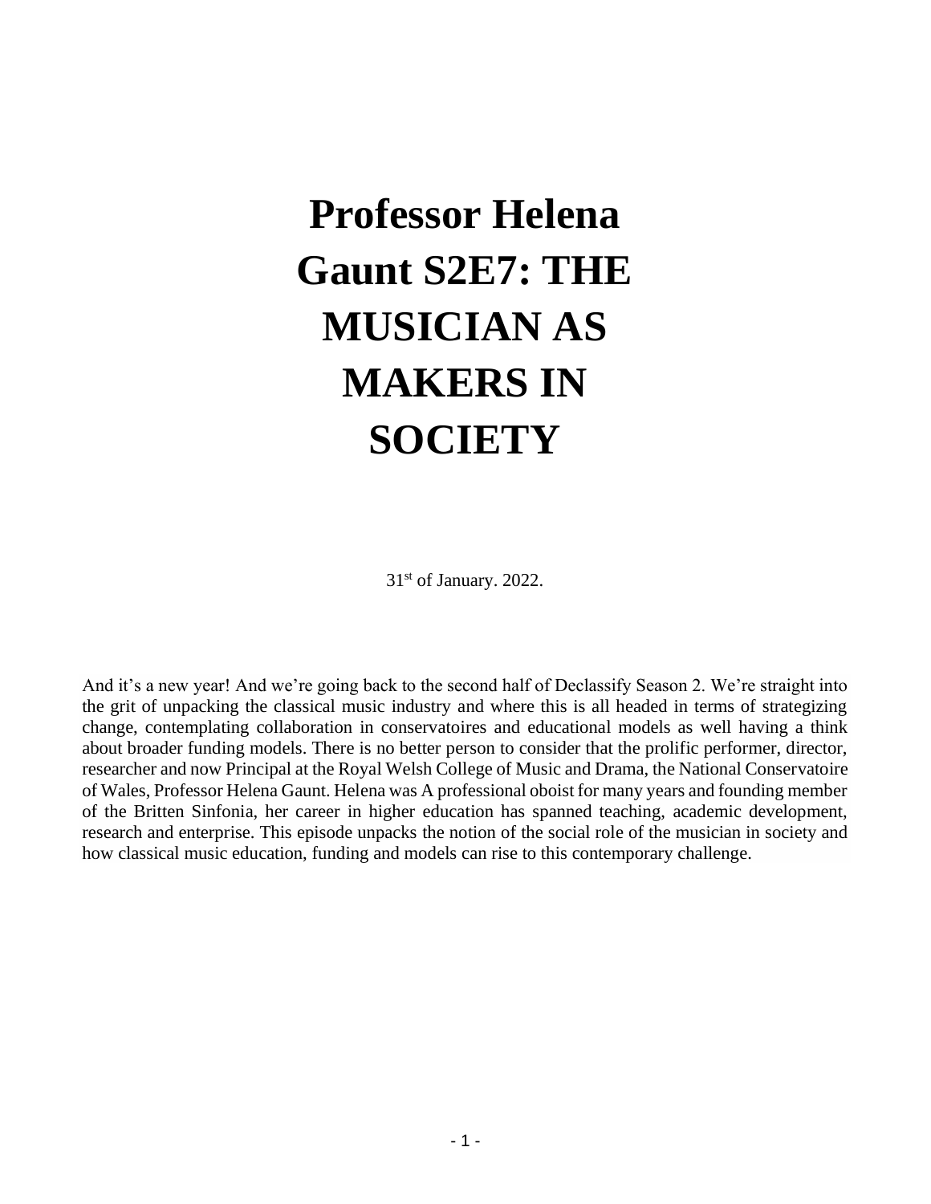# Professor Helena Gaunt S2E7: THE MUSICIAN AS MAKERS IN SOCIETY

31st of January. 2022.

And it's a new year! And we're going back to the second half of Declassify Season 2. We're straight into the grit of unpacking the classical music industry and where this is all headed in terms of strategizing change, contemplating collaboration in conservatoires and educational models as well having a think about broader funding models. There is no better person to consider that the prolific performer, director, researcher and now Principal at the Royal Welsh College of Music and Drama, the National Conservatoire of Wales, Professor Helena Gaunt. Helena was A professional oboist for many years and founding member of the Britten Sinfonia, her career in higher education has spanned teaching, academic development, research and enterprise. This episode unpacks the notion of the social role of the musician in society and how classical music education, funding and models can rise to this contemporary challenge.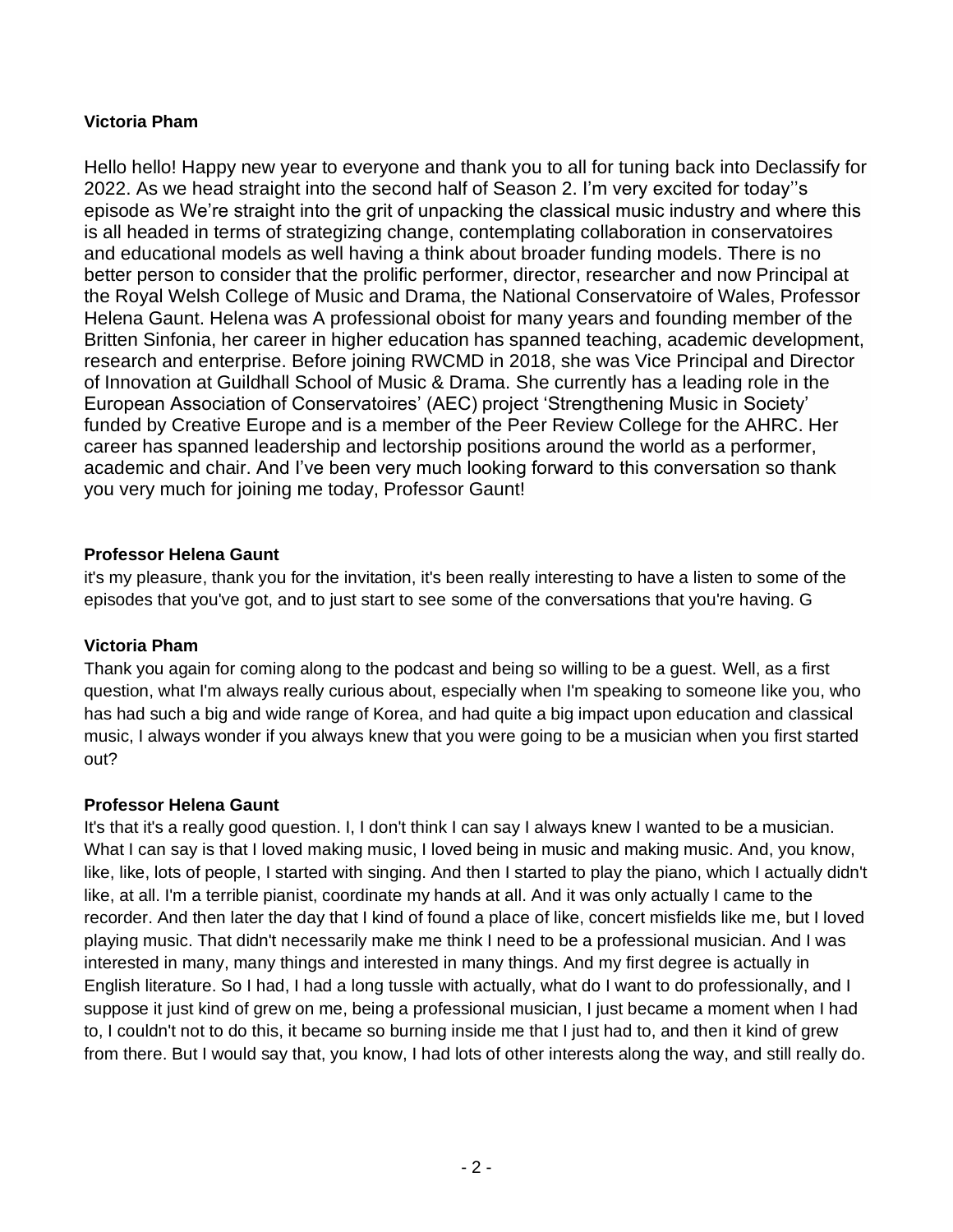**Victoria Pham**

Hello hello! Happy new year to everyone and thank you to all for tuning back into Declassify for 2022. As we head straight into the second half of Season 2. I'm very excited for today''s episode as We're straight into the grit of unpacking the classical music industry and where this is all headed in terms of strategizing change, contemplating collaboration in conservatoires and educational models as well having a think about broader funding models. There is no better person to consider that the prolific performer, director, researcher and now Principal at the Royal Welsh College of Music and Drama, the National Conservatoire of Wales, Professor Helena Gaunt. Helena was A professional oboist for many years and founding member of the Britten Sinfonia, her career in higher education has spanned teaching, academic development, research and enterprise. Before joining RWCMD in 2018, she was Vice Principal and Director of Innovation at Guildhall School of Music & Drama. She currently has a leading role in the European Association of Conservatoires' (AEC) project 'Strengthening Music in Society' funded by Creative Europe and is a member of the Peer Review College for the AHRC. Her career has spanned leadership and lectorship positions around the world as a performer, academic and chair. And I've been very much looking forward to this conversation so thank you very much for joining me today, Professor Gaunt!

**Professor Helena Gaunt**

it's my pleasure, thank you for the invitation, it's been really interesting to have a listen to some of the episodes that you've got, and to just start to see some of the conversations that you're having. G

**Victoria Pham**

Thank you again for coming along to the podcast and being so willing to be a guest. Well, as a first question, what I'm always really curious about, especially when I'm speaking to someone like you, who has had such a big and wide range of Korea, and had quite a big impact upon education and classical music, I always wonder if you always knew that you were going to be a musician when you first started out?

**Professor Helena Gaunt**

It's that it's a really good question. I, I don't think I can say I always knew I wanted to be a musician. What I can say is that I loved making music, I loved being in music and making music. And, you know, like, like, lots of people, I started with singing. And then I started to play the piano, which I actually didn't like, at all. I'm a terrible pianist, coordinate my hands at all. And it was only actually I came to the recorder. And then later the day that I kind of found a place of like, concert misfields like me, but I loved playing music. That didn't necessarily make me think I need to be a professional musician. And I was interested in many, many things and interested in many things. And my first degree is actually in English literature. So I had, I had a long tussle with actually, what do I want to do professionally, and I suppose it just kind of grew on me, being a professional musician, I just became a moment when I had to, I couldn't not to do this, it became so burning inside me that I just had to, and then it kind of grew from there. But I would say that, you know, I had lots of other interests along the way, and still really do.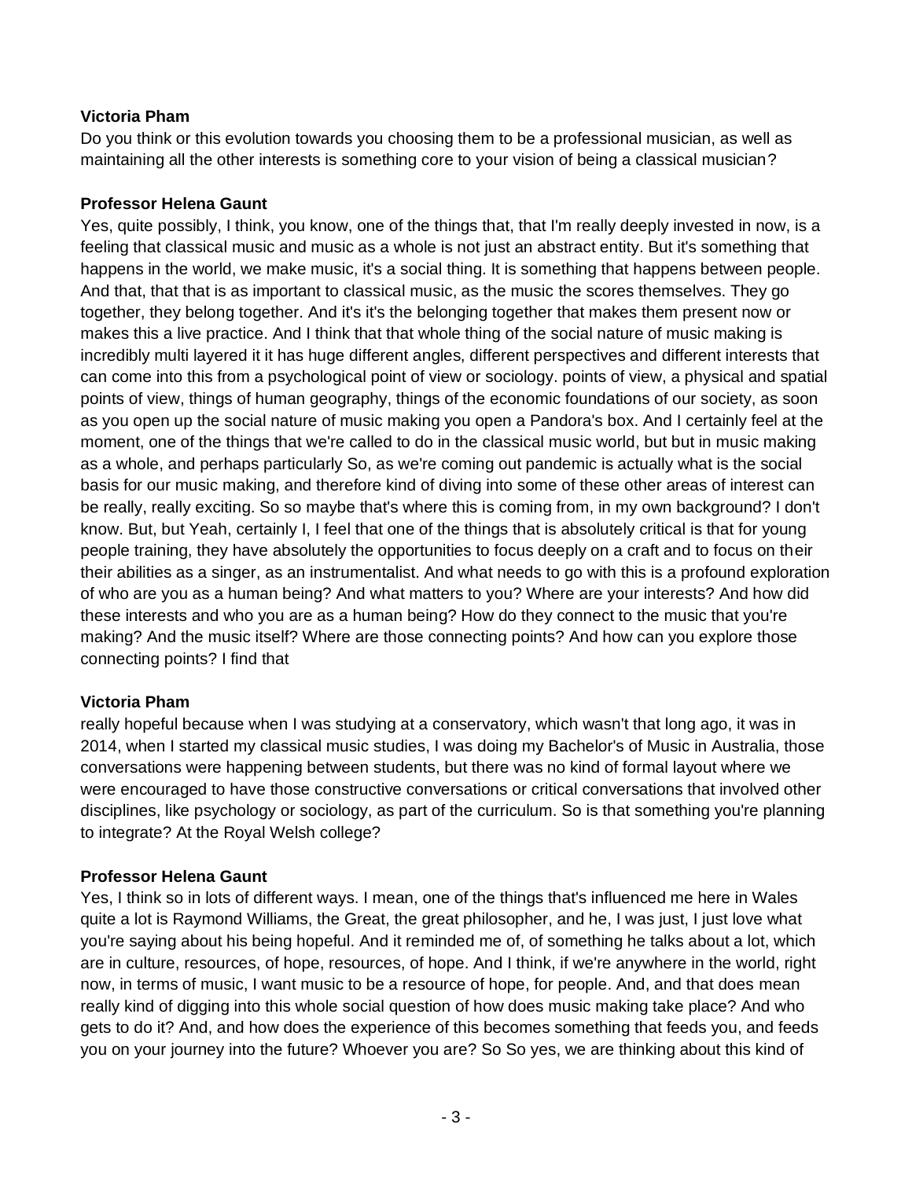**Victoria Pham**

Do you think or this evolution towards you choosing them to be a professional musician, as well as maintaining all the other interests is something core to your vision of being a classical musician?

**Professor Helena Gaunt**

Yes, quite possibly, I think, you know, one of the things that, that I'm really deeply invested in now, is a feeling that classical music and music as a whole is not just an abstract entity. But it's something that happens in the world, we make music, it's a social thing. It is something that happens between people. And that, that that is as important to classical music, as the music the scores themselves. They go together, they belong together. And it's it's the belonging together that makes them present now or makes this a live practice. And I think that that whole thing of the social nature of music making is incredibly multi layered it it has huge different angles, different perspectives and different interests that can come into this from a psychological point of view or sociology. points of view, a physical and spatial points of view, things of human geography, things of the economic foundations of our society, as soon as you open up the social nature of music making you open a Pandora's box. And I certainly feel at the moment, one of the things that we're called to do in the classical music world, but but in music making as a whole, and perhaps particularly So, as we're coming out pandemic is actually what is the social basis for our music making, and therefore kind of diving into some of these other areas of interest can be really, really exciting. So so maybe that's where this is coming from, in my own background? I don't know. But, but Yeah, certainly I, I feel that one of the things that is absolutely critical is that for young people training, they have absolutely the opportunities to focus deeply on a craft and to focus on their their abilities as a singer, as an instrumentalist. And what needs to go with this is a profound exploration of who are you as a human being? And what matters to you? Where are your interests? And how did these interests and who you are as a human being? How do they connect to the music that you're making? And the music itself? Where are those connecting points? And how can you explore those connecting points? I find that

**Victoria Pham**

really hopeful because when I was studying at a conservatory, which wasn't that long ago, it was in 2014, when I started my classical music studies, I was doing my Bachelor's of Music in Australia, those conversations were happening between students, but there was no kind of formal layout where we were encouraged to have those constructive conversations or critical conversations that involved other disciplines, like psychology or sociology, as part of the curriculum. So is that something you're planning to integrate? At the Royal Welsh college?

**Professor Helena Gaunt**

Yes, I think so in lots of different ways. I mean, one of the things that's influenced me here in Wales quite a lot is Raymond Williams, the Great, the great philosopher, and he, I was just, I just love what you're saying about his being hopeful. And it reminded me of, of something he talks about a lot, which are in culture, resources, of hope, resources, of hope. And I think, if we're anywhere in the world, right now, in terms of music, I want music to be a resource of hope, for people. And, and that does mean really kind of digging into this whole social question of how does music making take place? And who gets to do it? And, and how does the experience of this becomes something that feeds you, and feeds you on your journey into the future? Whoever you are? So So yes, we are thinking about this kind of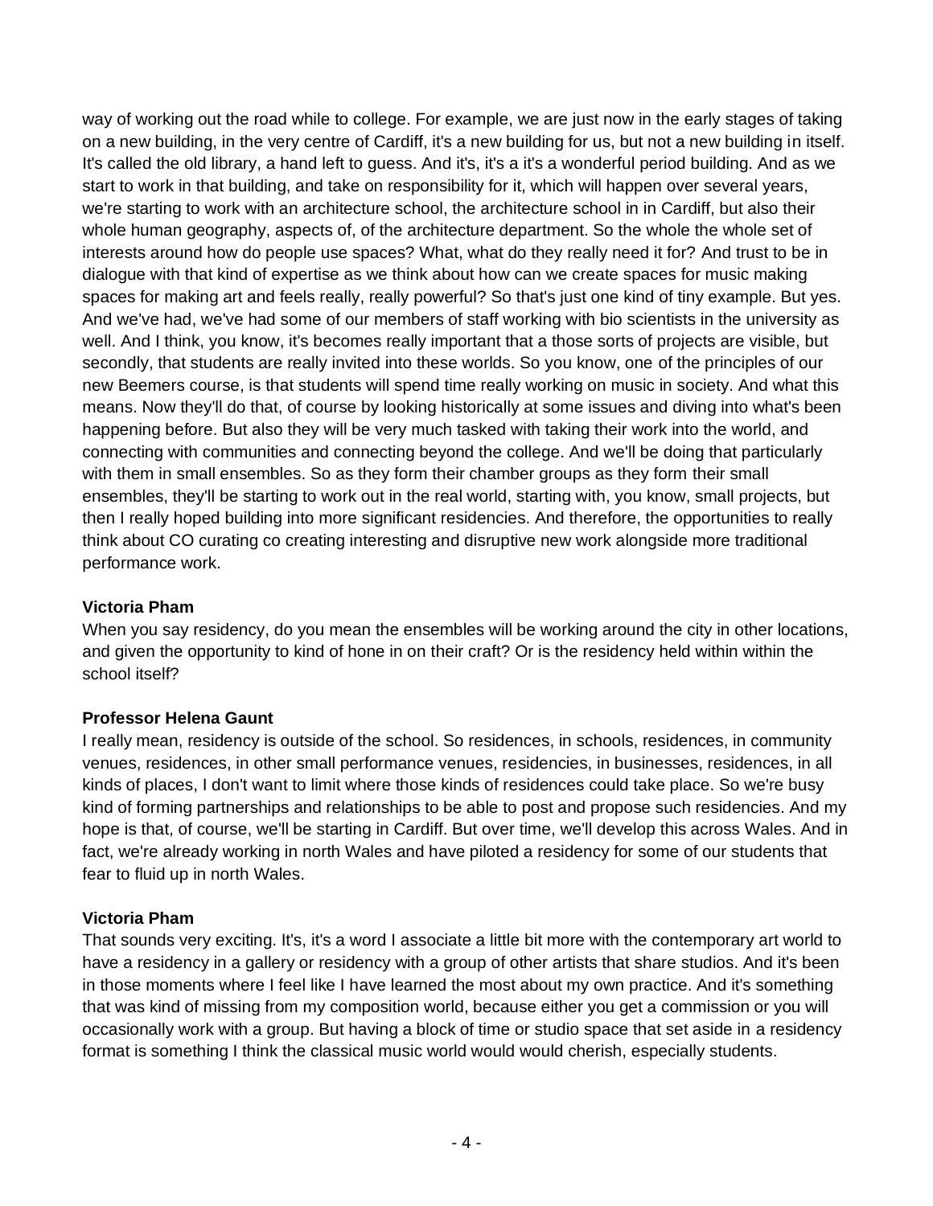way of working out the road while to college. For example, we are just now in the early stages of taking on a new building, in the very centre of Cardiff, it's a new building for us, but not a new building in itself. It's called the old library, a hand left to guess. And it's, it's a it's a wonderful period building. And as we start to work in that building, and take on responsibility for it, which will happen over several years, we're starting to work with an architecture school, the architecture school in in Cardiff, but also their whole human geography, aspects of, of the architecture department. So the whole the whole set of interests around how do people use spaces? What, what do they really need it for? And trust to be in dialogue with that kind of expertise as we think about how can we create spaces for music making spaces for making art and feels really, really powerful? So that's just one kind of tiny example. But yes. And we've had, we've had some of our members of staff working with bio scientists in the university as well. And I think, you know, it's becomes really important that a those sorts of projects are visible, but secondly, that students are really invited into these worlds. So you know, one of the principles of our new Beemers course, is that students will spend time really working on music in society. And what this means. Now they'll do that, of course by looking historically at some issues and diving into what's been happening before. But also they will be very much tasked with taking their work into the world, and connecting with communities and connecting beyond the college. And we'll be doing that particularly with them in small ensembles. So as they form their chamber groups as they form their small ensembles, they'll be starting to work out in the real world, starting with, you know, small projects, but then I really hoped building into more significant residencies. And therefore, the opportunities to really think about CO curating co creating interesting and disruptive new work alongside more traditional performance work.

**Victoria Pham**
When you say residency, do you mean the ensembles will be working around the city in other locations, and given the opportunity to kind of hone in on their craft? Or is the residency held within within the school itself?

**Professor Helena Gaunt**
I really mean, residency is outside of the school. So residences, in schools, residences, in community venues, residences, in other small performance venues, residencies, in businesses, residences, in all kinds of places, I don't want to limit where those kinds of residences could take place. So we're busy kind of forming partnerships and relationships to be able to post and propose such residencies. And my hope is that, of course, we'll be starting in Cardiff. But over time, we'll develop this across Wales. And in fact, we're already working in north Wales and have piloted a residency for some of our students that fear to fluid up in north Wales.

**Victoria Pham**
That sounds very exciting. It's, it's a word I associate a little bit more with the contemporary art world to have a residency in a gallery or residency with a group of other artists that share studios. And it's been in those moments where I feel like I have learned the most about my own practice. And it's something that was kind of missing from my composition world, because either you get a commission or you will occasionally work with a group. But having a block of time or studio space that set aside in a residency format is something I think the classical music world would would cherish, especially students.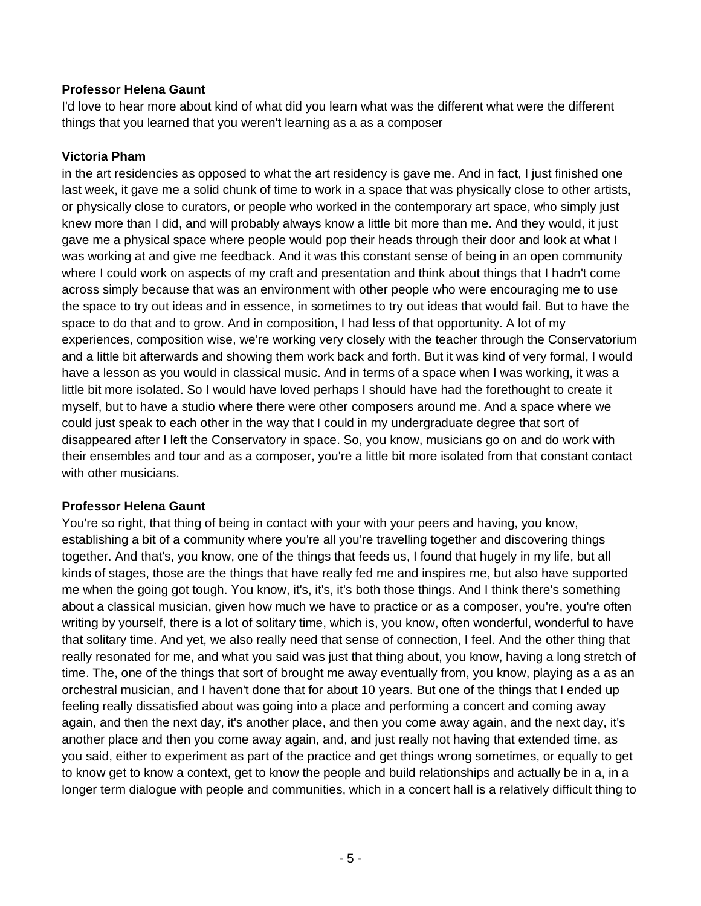**Professor Helena Gaunt**

I'd love to hear more about kind of what did you learn what was the different what were the different things that you learned that you weren't learning as a as a composer

**Victoria Pham**

in the art residencies as opposed to what the art residency is gave me. And in fact, I just finished one last week, it gave me a solid chunk of time to work in a space that was physically close to other artists, or physically close to curators, or people who worked in the contemporary art space, who simply just knew more than I did, and will probably always know a little bit more than me. And they would, it just gave me a physical space where people would pop their heads through their door and look at what I was working at and give me feedback. And it was this constant sense of being in an open community where I could work on aspects of my craft and presentation and think about things that I hadn't come across simply because that was an environment with other people who were encouraging me to use the space to try out ideas and in essence, in sometimes to try out ideas that would fail. But to have the space to do that and to grow. And in composition, I had less of that opportunity. A lot of my experiences, composition wise, we're working very closely with the teacher through the Conservatorium and a little bit afterwards and showing them work back and forth. But it was kind of very formal, I would have a lesson as you would in classical music. And in terms of a space when I was working, it was a little bit more isolated. So I would have loved perhaps I should have had the forethought to create it myself, but to have a studio where there were other composers around me. And a space where we could just speak to each other in the way that I could in my undergraduate degree that sort of disappeared after I left the Conservatory in space. So, you know, musicians go on and do work with their ensembles and tour and as a composer, you're a little bit more isolated from that constant contact with other musicians.

**Professor Helena Gaunt**

You're so right, that thing of being in contact with your with your peers and having, you know, establishing a bit of a community where you're all you're travelling together and discovering things together. And that's, you know, one of the things that feeds us, I found that hugely in my life, but all kinds of stages, those are the things that have really fed me and inspires me, but also have supported me when the going got tough. You know, it's, it's, it's both those things. And I think there's something about a classical musician, given how much we have to practice or as a composer, you're, you're often writing by yourself, there is a lot of solitary time, which is, you know, often wonderful, wonderful to have that solitary time. And yet, we also really need that sense of connection, I feel. And the other thing that really resonated for me, and what you said was just that thing about, you know, having a long stretch of time. The, one of the things that sort of brought me away eventually from, you know, playing as a as an orchestral musician, and I haven't done that for about 10 years. But one of the things that I ended up feeling really dissatisfied about was going into a place and performing a concert and coming away again, and then the next day, it's another place, and then you come away again, and the next day, it's another place and then you come away again, and, and just really not having that extended time, as you said, either to experiment as part of the practice and get things wrong sometimes, or equally to get to know get to know a context, get to know the people and build relationships and actually be in a, in a longer term dialogue with people and communities, which in a concert hall is a relatively difficult thing to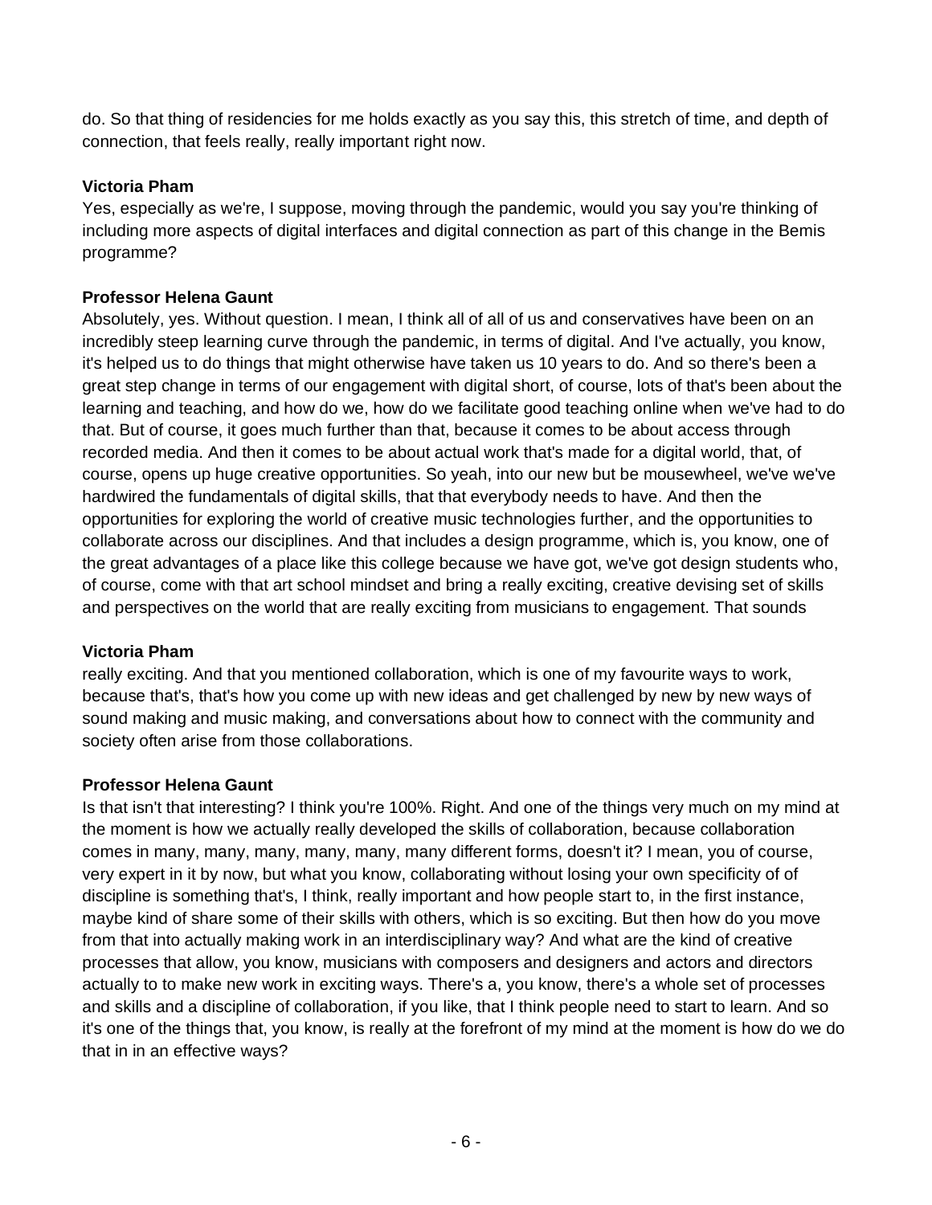do. So that thing of residencies for me holds exactly as you say this, this stretch of time, and depth of connection, that feels really, really important right now.

**Victoria Pham**
Yes, especially as we're, I suppose, moving through the pandemic, would you say you're thinking of including more aspects of digital interfaces and digital connection as part of this change in the Bemis programme?

**Professor Helena Gaunt**
Absolutely, yes. Without question. I mean, I think all of all of us and conservatives have been on an incredibly steep learning curve through the pandemic, in terms of digital. And I've actually, you know, it's helped us to do things that might otherwise have taken us 10 years to do. And so there's been a great step change in terms of our engagement with digital short, of course, lots of that's been about the learning and teaching, and how do we, how do we facilitate good teaching online when we've had to do that. But of course, it goes much further than that, because it comes to be about access through recorded media. And then it comes to be about actual work that's made for a digital world, that, of course, opens up huge creative opportunities. So yeah, into our new but be mousewheel, we've we've hardwired the fundamentals of digital skills, that that everybody needs to have. And then the opportunities for exploring the world of creative music technologies further, and the opportunities to collaborate across our disciplines. And that includes a design programme, which is, you know, one of the great advantages of a place like this college because we have got, we've got design students who, of course, come with that art school mindset and bring a really exciting, creative devising set of skills and perspectives on the world that are really exciting from musicians to engagement. That sounds

**Victoria Pham**
really exciting. And that you mentioned collaboration, which is one of my favourite ways to work, because that's, that's how you come up with new ideas and get challenged by new by new ways of sound making and music making, and conversations about how to connect with the community and society often arise from those collaborations.

**Professor Helena Gaunt**
Is that isn't that interesting? I think you're 100%. Right. And one of the things very much on my mind at the moment is how we actually really developed the skills of collaboration, because collaboration comes in many, many, many, many, many, many different forms, doesn't it? I mean, you of course, very expert in it by now, but what you know, collaborating without losing your own specificity of of discipline is something that's, I think, really important and how people start to, in the first instance, maybe kind of share some of their skills with others, which is so exciting. But then how do you move from that into actually making work in an interdisciplinary way? And what are the kind of creative processes that allow, you know, musicians with composers and designers and actors and directors actually to to make new work in exciting ways. There's a, you know, there's a whole set of processes and skills and a discipline of collaboration, if you like, that I think people need to start to learn. And so it's one of the things that, you know, is really at the forefront of my mind at the moment is how do we do that in in an effective ways?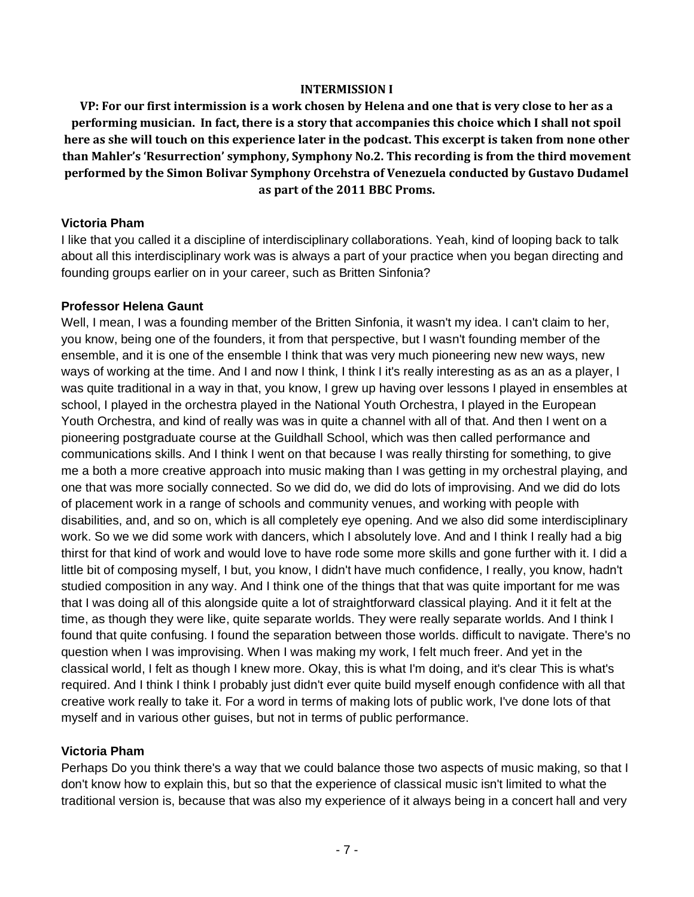**INTERMISSION I**

**VP: For our first intermission is a work chosen by Helena and one that is very close to her as a performing musician. In fact, there is a story that accompanies this choice which I shall not spoil here as she will touch on this experience later in the podcast. This excerpt is taken from none other than Mahler's 'Resurrection' symphony, Symphony No.2. This recording is from the third movement performed by the Simon Bolivar Symphony Orcehstra of Venezuela conducted by Gustavo Dudamel as part of the 2011 BBC Proms.**

**Victoria Pham**

I like that you called it a discipline of interdisciplinary collaborations. Yeah, kind of looping back to talk about all this interdisciplinary work was is always a part of your practice when you began directing and founding groups earlier on in your career, such as Britten Sinfonia?

**Professor Helena Gaunt**

Well, I mean, I was a founding member of the Britten Sinfonia, it wasn't my idea. I can't claim to her, you know, being one of the founders, it from that perspective, but I wasn't founding member of the ensemble, and it is one of the ensemble I think that was very much pioneering new new ways, new ways of working at the time. And I and now I think, I think I it's really interesting as as an as a player, I was quite traditional in a way in that, you know, I grew up having over lessons I played in ensembles at school, I played in the orchestra played in the National Youth Orchestra, I played in the European Youth Orchestra, and kind of really was was in quite a channel with all of that. And then I went on a pioneering postgraduate course at the Guildhall School, which was then called performance and communications skills. And I think I went on that because I was really thirsting for something, to give me a both a more creative approach into music making than I was getting in my orchestral playing, and one that was more socially connected. So we did do, we did do lots of improvising. And we did do lots of placement work in a range of schools and community venues, and working with people with disabilities, and, and so on, which is all completely eye opening. And we also did some interdisciplinary work. So we we did some work with dancers, which I absolutely love. And and I think I really had a big thirst for that kind of work and would love to have rode some more skills and gone further with it. I did a little bit of composing myself, I but, you know, I didn't have much confidence, I really, you know, hadn't studied composition in any way. And I think one of the things that that was quite important for me was that I was doing all of this alongside quite a lot of straightforward classical playing. And it it felt at the time, as though they were like, quite separate worlds. They were really separate worlds. And I think I found that quite confusing. I found the separation between those worlds. difficult to navigate. There's no question when I was improvising. When I was making my work, I felt much freer. And yet in the classical world, I felt as though I knew more. Okay, this is what I'm doing, and it's clear This is what's required. And I think I think I probably just didn't ever quite build myself enough confidence with all that creative work really to take it. For a word in terms of making lots of public work, I've done lots of that myself and in various other guises, but not in terms of public performance.

**Victoria Pham**

Perhaps Do you think there's a way that we could balance those two aspects of music making, so that I don't know how to explain this, but so that the experience of classical music isn't limited to what the traditional version is, because that was also my experience of it always being in a concert hall and very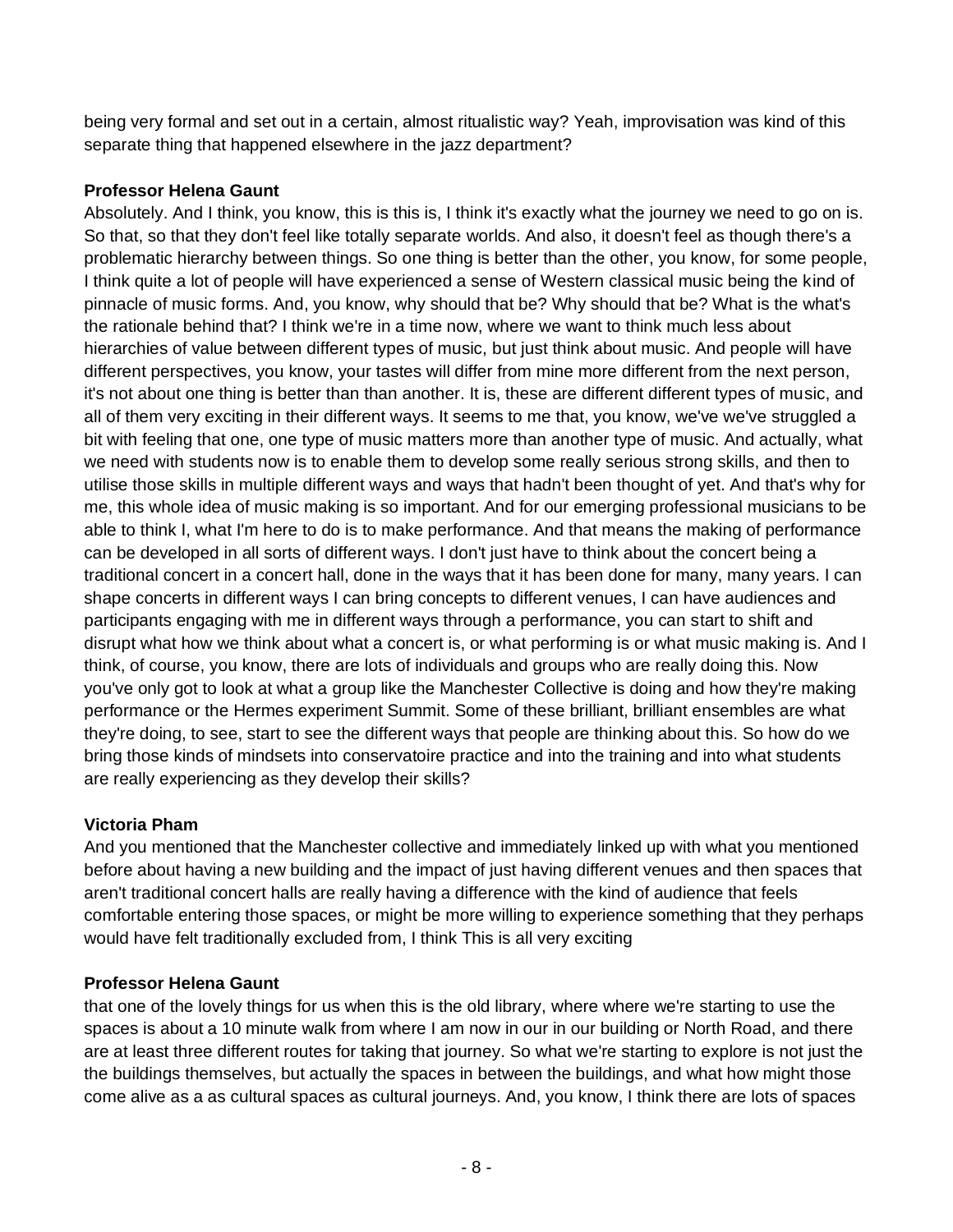being very formal and set out in a certain, almost ritualistic way? Yeah, improvisation was kind of this separate thing that happened elsewhere in the jazz department?

**Professor Helena Gaunt**

Absolutely. And I think, you know, this is this is, I think it's exactly what the journey we need to go on is. So that, so that they don't feel like totally separate worlds. And also, it doesn't feel as though there's a problematic hierarchy between things. So one thing is better than the other, you know, for some people, I think quite a lot of people will have experienced a sense of Western classical music being the kind of pinnacle of music forms. And, you know, why should that be? Why should that be? What is the what's the rationale behind that? I think we're in a time now, where we want to think much less about hierarchies of value between different types of music, but just think about music. And people will have different perspectives, you know, your tastes will differ from mine more different from the next person, it's not about one thing is better than than another. It is, these are different different types of music, and all of them very exciting in their different ways. It seems to me that, you know, we've we've struggled a bit with feeling that one, one type of music matters more than another type of music. And actually, what we need with students now is to enable them to develop some really serious strong skills, and then to utilise those skills in multiple different ways and ways that hadn't been thought of yet. And that's why for me, this whole idea of music making is so important. And for our emerging professional musicians to be able to think I, what I'm here to do is to make performance. And that means the making of performance can be developed in all sorts of different ways. I don't just have to think about the concert being a traditional concert in a concert hall, done in the ways that it has been done for many, many years. I can shape concerts in different ways I can bring concepts to different venues, I can have audiences and participants engaging with me in different ways through a performance, you can start to shift and disrupt what how we think about what a concert is, or what performing is or what music making is. And I think, of course, you know, there are lots of individuals and groups who are really doing this. Now you've only got to look at what a group like the Manchester Collective is doing and how they're making performance or the Hermes experiment Summit. Some of these brilliant, brilliant ensembles are what they're doing, to see, start to see the different ways that people are thinking about this. So how do we bring those kinds of mindsets into conservatoire practice and into the training and into what students are really experiencing as they develop their skills?

**Victoria Pham**

And you mentioned that the Manchester collective and immediately linked up with what you mentioned before about having a new building and the impact of just having different venues and then spaces that aren't traditional concert halls are really having a difference with the kind of audience that feels comfortable entering those spaces, or might be more willing to experience something that they perhaps would have felt traditionally excluded from, I think This is all very exciting

**Professor Helena Gaunt**

that one of the lovely things for us when this is the old library, where where we're starting to use the spaces is about a 10 minute walk from where I am now in our in our building or North Road, and there are at least three different routes for taking that journey. So what we're starting to explore is not just the the buildings themselves, but actually the spaces in between the buildings, and what how might those come alive as a as cultural spaces as cultural journeys. And, you know, I think there are lots of spaces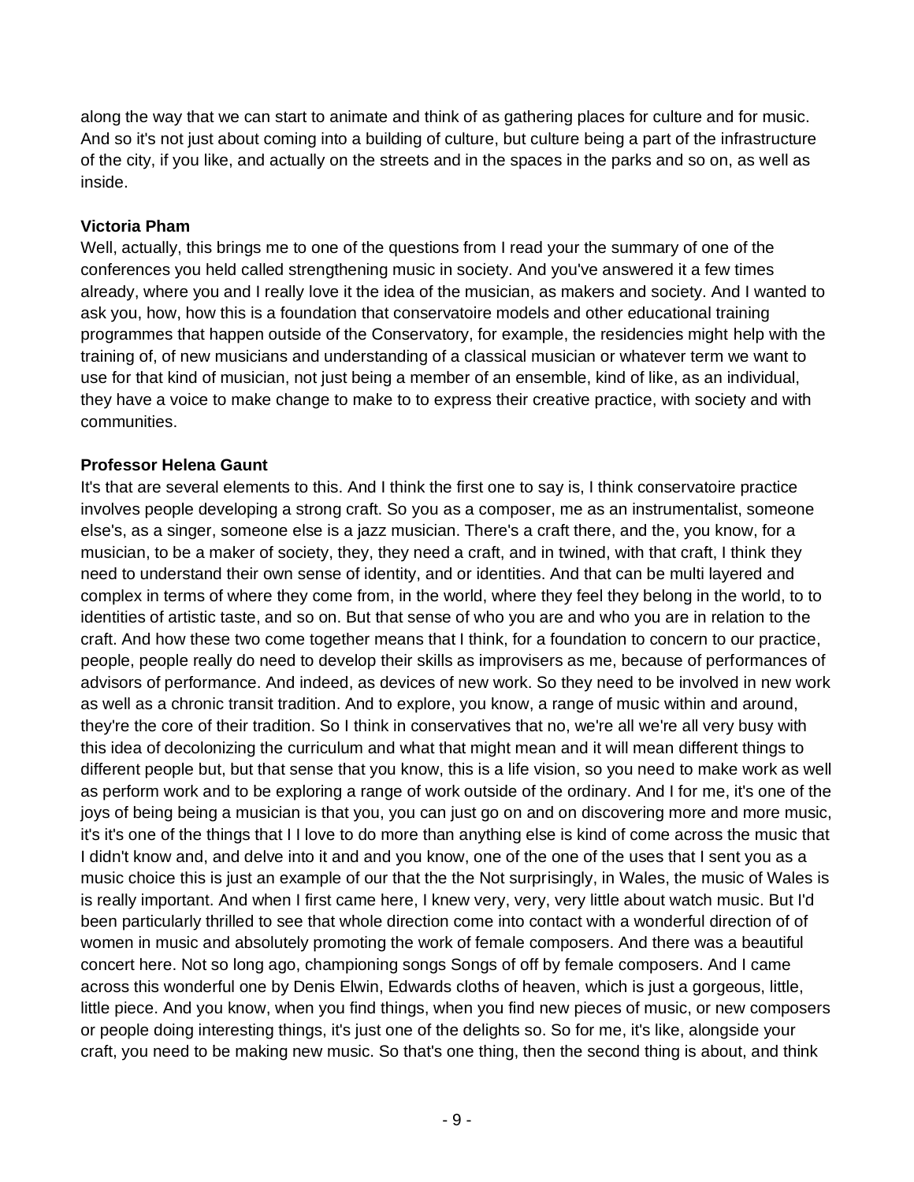along the way that we can start to animate and think of as gathering places for culture and for music. And so it's not just about coming into a building of culture, but culture being a part of the infrastructure of the city, if you like, and actually on the streets and in the spaces in the parks and so on, as well as inside.

**Victoria Pham**
Well, actually, this brings me to one of the questions from I read your the summary of one of the conferences you held called strengthening music in society. And you've answered it a few times already, where you and I really love it the idea of the musician, as makers and society. And I wanted to ask you, how, how this is a foundation that conservatoire models and other educational training programmes that happen outside of the Conservatory, for example, the residencies might help with the training of, of new musicians and understanding of a classical musician or whatever term we want to use for that kind of musician, not just being a member of an ensemble, kind of like, as an individual, they have a voice to make change to make to to express their creative practice, with society and with communities.

**Professor Helena Gaunt**
It's that are several elements to this. And I think the first one to say is, I think conservatoire practice involves people developing a strong craft. So you as a composer, me as an instrumentalist, someone else's, as a singer, someone else is a jazz musician. There's a craft there, and the, you know, for a musician, to be a maker of society, they, they need a craft, and in twined, with that craft, I think they need to understand their own sense of identity, and or identities. And that can be multi layered and complex in terms of where they come from, in the world, where they feel they belong in the world, to to identities of artistic taste, and so on. But that sense of who you are and who you are in relation to the craft. And how these two come together means that I think, for a foundation to concern to our practice, people, people really do need to develop their skills as improvisers as me, because of performances of advisors of performance. And indeed, as devices of new work. So they need to be involved in new work as well as a chronic transit tradition. And to explore, you know, a range of music within and around, they're the core of their tradition. So I think in conservatives that no, we're all we're all very busy with this idea of decolonizing the curriculum and what that might mean and it will mean different things to different people but, but that sense that you know, this is a life vision, so you need to make work as well as perform work and to be exploring a range of work outside of the ordinary. And I for me, it's one of the joys of being being a musician is that you, you can just go on and on discovering more and more music, it's it's one of the things that I I love to do more than anything else is kind of come across the music that I didn't know and, and delve into it and and you know, one of the one of the uses that I sent you as a music choice this is just an example of our that the the Not surprisingly, in Wales, the music of Wales is is really important. And when I first came here, I knew very, very, very little about watch music. But I'd been particularly thrilled to see that whole direction come into contact with a wonderful direction of of women in music and absolutely promoting the work of female composers. And there was a beautiful concert here. Not so long ago, championing songs Songs of off by female composers. And I came across this wonderful one by Denis Elwin, Edwards cloths of heaven, which is just a gorgeous, little, little piece. And you know, when you find things, when you find new pieces of music, or new composers or people doing interesting things, it's just one of the delights so. So for me, it's like, alongside your craft, you need to be making new music. So that's one thing, then the second thing is about, and think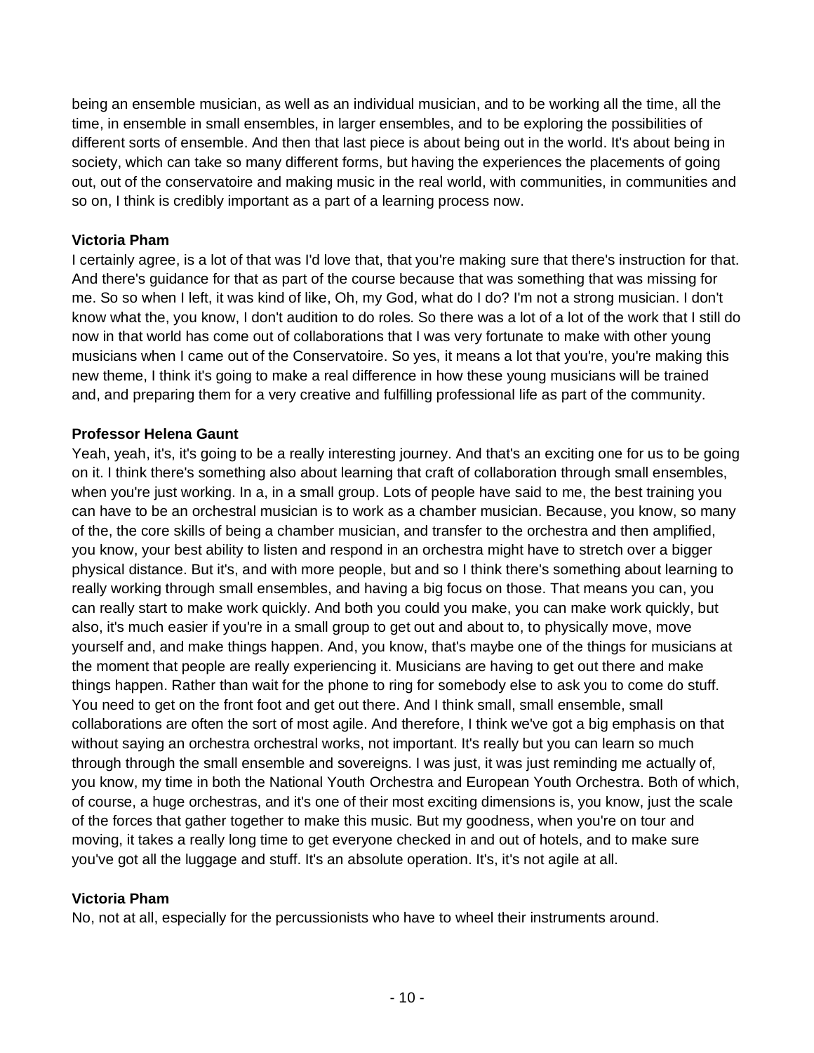being an ensemble musician, as well as an individual musician, and to be working all the time, all the time, in ensemble in small ensembles, in larger ensembles, and to be exploring the possibilities of different sorts of ensemble. And then that last piece is about being out in the world. It's about being in society, which can take so many different forms, but having the experiences the placements of going out, out of the conservatoire and making music in the real world, with communities, in communities and so on, I think is credibly important as a part of a learning process now.

**Victoria Pham**

I certainly agree, is a lot of that was I'd love that, that you're making sure that there's instruction for that. And there's guidance for that as part of the course because that was something that was missing for me. So so when I left, it was kind of like, Oh, my God, what do I do? I'm not a strong musician. I don't know what the, you know, I don't audition to do roles. So there was a lot of a lot of the work that I still do now in that world has come out of collaborations that I was very fortunate to make with other young musicians when I came out of the Conservatoire. So yes, it means a lot that you're, you're making this new theme, I think it's going to make a real difference in how these young musicians will be trained and, and preparing them for a very creative and fulfilling professional life as part of the community.

**Professor Helena Gaunt**

Yeah, yeah, it's, it's going to be a really interesting journey. And that's an exciting one for us to be going on it. I think there's something also about learning that craft of collaboration through small ensembles, when you're just working. In a, in a small group. Lots of people have said to me, the best training you can have to be an orchestral musician is to work as a chamber musician. Because, you know, so many of the, the core skills of being a chamber musician, and transfer to the orchestra and then amplified, you know, your best ability to listen and respond in an orchestra might have to stretch over a bigger physical distance. But it's, and with more people, but and so I think there's something about learning to really working through small ensembles, and having a big focus on those. That means you can, you can really start to make work quickly. And both you could you make, you can make work quickly, but also, it's much easier if you're in a small group to get out and about to, to physically move, move yourself and, and make things happen. And, you know, that's maybe one of the things for musicians at the moment that people are really experiencing it. Musicians are having to get out there and make things happen. Rather than wait for the phone to ring for somebody else to ask you to come do stuff. You need to get on the front foot and get out there. And I think small, small ensemble, small collaborations are often the sort of most agile. And therefore, I think we've got a big emphasis on that without saying an orchestra orchestral works, not important. It's really but you can learn so much through through the small ensemble and sovereigns. I was just, it was just reminding me actually of, you know, my time in both the National Youth Orchestra and European Youth Orchestra. Both of which, of course, a huge orchestras, and it's one of their most exciting dimensions is, you know, just the scale of the forces that gather together to make this music. But my goodness, when you're on tour and moving, it takes a really long time to get everyone checked in and out of hotels, and to make sure you've got all the luggage and stuff. It's an absolute operation. It's, it's not agile at all.

**Victoria Pham**

No, not at all, especially for the percussionists who have to wheel their instruments around.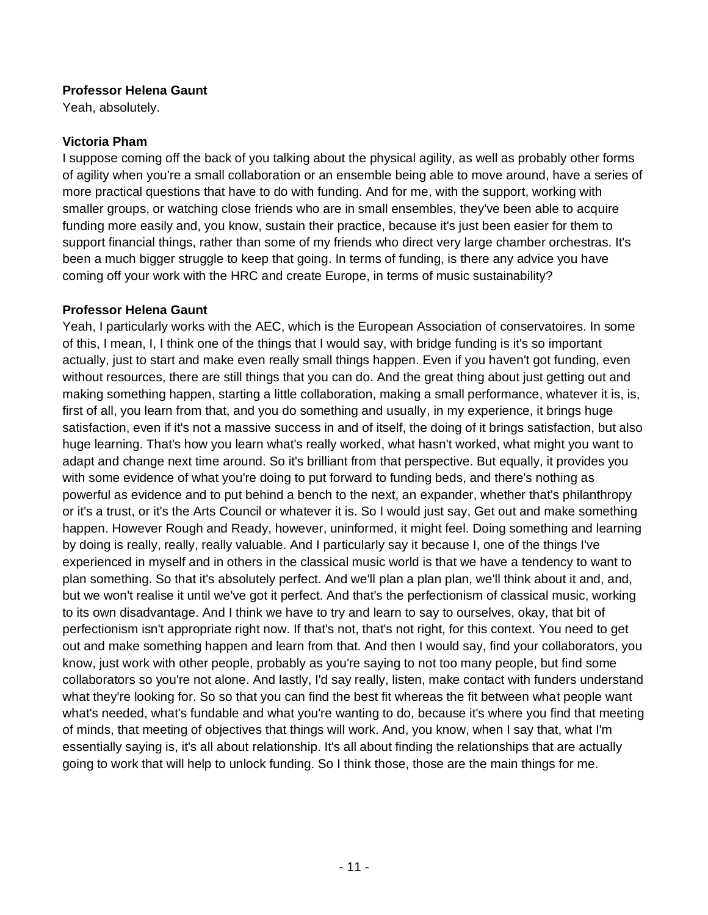**Professor Helena Gaunt**
Yeah, absolutely.

**Victoria Pham**
I suppose coming off the back of you talking about the physical agility, as well as probably other forms of agility when you're a small collaboration or an ensemble being able to move around, have a series of more practical questions that have to do with funding. And for me, with the support, working with smaller groups, or watching close friends who are in small ensembles, they've been able to acquire funding more easily and, you know, sustain their practice, because it's just been easier for them to support financial things, rather than some of my friends who direct very large chamber orchestras. It's been a much bigger struggle to keep that going. In terms of funding, is there any advice you have coming off your work with the HRC and create Europe, in terms of music sustainability?

**Professor Helena Gaunt**
Yeah, I particularly works with the AEC, which is the European Association of conservatoires. In some of this, I mean, I, I think one of the things that I would say, with bridge funding is it's so important actually, just to start and make even really small things happen. Even if you haven't got funding, even without resources, there are still things that you can do. And the great thing about just getting out and making something happen, starting a little collaboration, making a small performance, whatever it is, is, first of all, you learn from that, and you do something and usually, in my experience, it brings huge satisfaction, even if it's not a massive success in and of itself, the doing of it brings satisfaction, but also huge learning. That's how you learn what's really worked, what hasn't worked, what might you want to adapt and change next time around. So it's brilliant from that perspective. But equally, it provides you with some evidence of what you're doing to put forward to funding beds, and there's nothing as powerful as evidence and to put behind a bench to the next, an expander, whether that's philanthropy or it's a trust, or it's the Arts Council or whatever it is. So I would just say, Get out and make something happen. However Rough and Ready, however, uninformed, it might feel. Doing something and learning by doing is really, really, really valuable. And I particularly say it because I, one of the things I've experienced in myself and in others in the classical music world is that we have a tendency to want to plan something. So that it's absolutely perfect. And we'll plan a plan plan, we'll think about it and, and, but we won't realise it until we've got it perfect. And that's the perfectionism of classical music, working to its own disadvantage. And I think we have to try and learn to say to ourselves, okay, that bit of perfectionism isn't appropriate right now. If that's not, that's not right, for this context. You need to get out and make something happen and learn from that. And then I would say, find your collaborators, you know, just work with other people, probably as you're saying to not too many people, but find some collaborators so you're not alone. And lastly, I'd say really, listen, make contact with funders understand what they're looking for. So so that you can find the best fit whereas the fit between what people want what's needed, what's fundable and what you're wanting to do, because it's where you find that meeting of minds, that meeting of objectives that things will work. And, you know, when I say that, what I'm essentially saying is, it's all about relationship. It's all about finding the relationships that are actually going to work that will help to unlock funding. So I think those, those are the main things for me.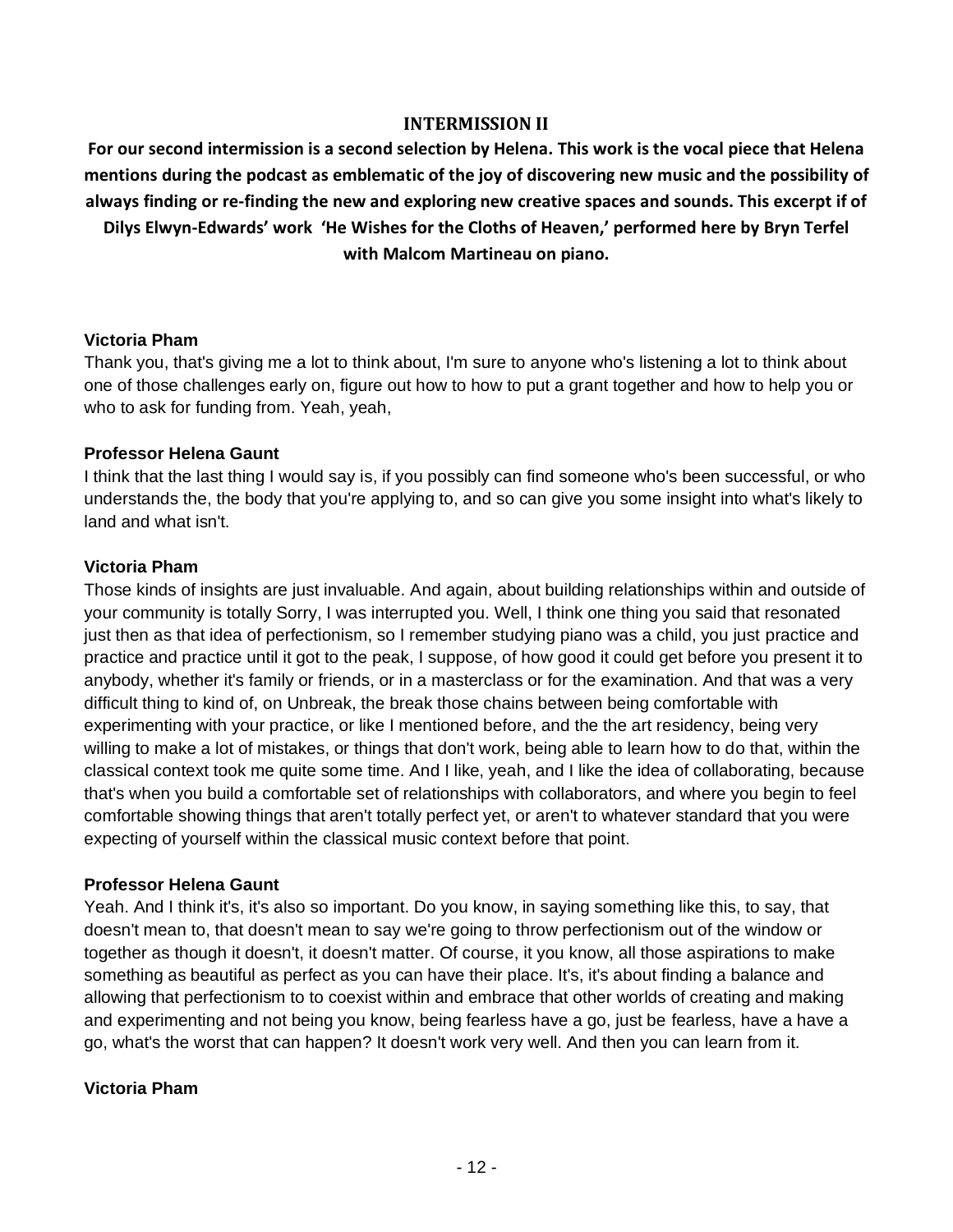### INTERMISSION II

**For our second intermission is a second selection by Helena. This work is the vocal piece that Helena mentions during the podcast as emblematic of the joy of discovering new music and the possibility of always finding or re-finding the new and exploring new creative spaces and sounds. This excerpt if of Dilys Elwyn-Edwards' work 'He Wishes for the Cloths of Heaven,' performed here by Bryn Terfel with Malcom Martineau on piano.**

**Victoria Pham**
Thank you, that's giving me a lot to think about, I'm sure to anyone who's listening a lot to think about one of those challenges early on, figure out how to how to put a grant together and how to help you or who to ask for funding from. Yeah, yeah,

**Professor Helena Gaunt**
I think that the last thing I would say is, if you possibly can find someone who's been successful, or who understands the, the body that you're applying to, and so can give you some insight into what's likely to land and what isn't.

**Victoria Pham**
Those kinds of insights are just invaluable. And again, about building relationships within and outside of your community is totally Sorry, I was interrupted you. Well, I think one thing you said that resonated just then as that idea of perfectionism, so I remember studying piano was a child, you just practice and practice and practice until it got to the peak, I suppose, of how good it could get before you present it to anybody, whether it's family or friends, or in a masterclass or for the examination. And that was a very difficult thing to kind of, on Unbreak, the break those chains between being comfortable with experimenting with your practice, or like I mentioned before, and the the art residency, being very willing to make a lot of mistakes, or things that don't work, being able to learn how to do that, within the classical context took me quite some time. And I like, yeah, and I like the idea of collaborating, because that's when you build a comfortable set of relationships with collaborators, and where you begin to feel comfortable showing things that aren't totally perfect yet, or aren't to whatever standard that you were expecting of yourself within the classical music context before that point.

**Professor Helena Gaunt**
Yeah. And I think it's, it's also so important. Do you know, in saying something like this, to say, that doesn't mean to, that doesn't mean to say we're going to throw perfectionism out of the window or together as though it doesn't, it doesn't matter. Of course, it you know, all those aspirations to make something as beautiful as perfect as you can have their place. It's, it's about finding a balance and allowing that perfectionism to to coexist within and embrace that other worlds of creating and making and experimenting and not being you know, being fearless have a go, just be fearless, have a have a go, what's the worst that can happen? It doesn't work very well. And then you can learn from it.

**Victoria Pham**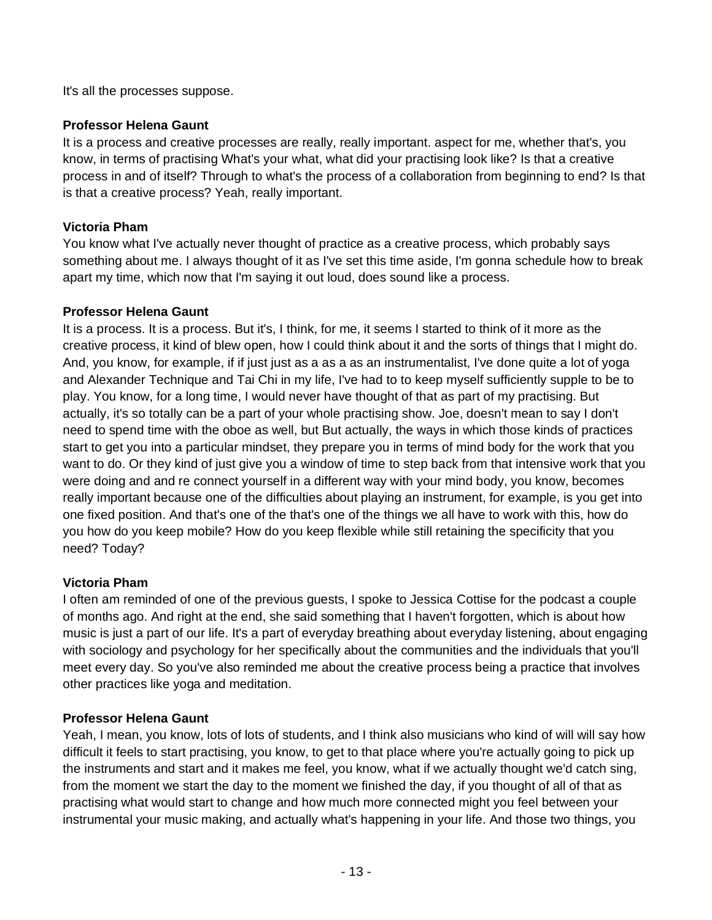It's all the processes suppose.

**Professor Helena Gaunt**
It is a process and creative processes are really, really important. aspect for me, whether that's, you know, in terms of practising What's your what, what did your practising look like? Is that a creative process in and of itself? Through to what's the process of a collaboration from beginning to end? Is that is that a creative process? Yeah, really important.

**Victoria Pham**
You know what I've actually never thought of practice as a creative process, which probably says something about me. I always thought of it as I've set this time aside, I'm gonna schedule how to break apart my time, which now that I'm saying it out loud, does sound like a process.

**Professor Helena Gaunt**
It is a process. It is a process. But it's, I think, for me, it seems I started to think of it more as the creative process, it kind of blew open, how I could think about it and the sorts of things that I might do. And, you know, for example, if if just just as a as a as an instrumentalist, I've done quite a lot of yoga and Alexander Technique and Tai Chi in my life, I've had to to keep myself sufficiently supple to be to play. You know, for a long time, I would never have thought of that as part of my practising. But actually, it's so totally can be a part of your whole practising show. Joe, doesn't mean to say I don't need to spend time with the oboe as well, but But actually, the ways in which those kinds of practices start to get you into a particular mindset, they prepare you in terms of mind body for the work that you want to do. Or they kind of just give you a window of time to step back from that intensive work that you were doing and and re connect yourself in a different way with your mind body, you know, becomes really important because one of the difficulties about playing an instrument, for example, is you get into one fixed position. And that's one of the that's one of the things we all have to work with this, how do you how do you keep mobile? How do you keep flexible while still retaining the specificity that you need? Today?

**Victoria Pham**
I often am reminded of one of the previous guests, I spoke to Jessica Cottise for the podcast a couple of months ago. And right at the end, she said something that I haven't forgotten, which is about how music is just a part of our life. It's a part of everyday breathing about everyday listening, about engaging with sociology and psychology for her specifically about the communities and the individuals that you'll meet every day. So you've also reminded me about the creative process being a practice that involves other practices like yoga and meditation.

**Professor Helena Gaunt**
Yeah, I mean, you know, lots of lots of students, and I think also musicians who kind of will will say how difficult it feels to start practising, you know, to get to that place where you're actually going to pick up the instruments and start and it makes me feel, you know, what if we actually thought we'd catch sing, from the moment we start the day to the moment we finished the day, if you thought of all of that as practising what would start to change and how much more connected might you feel between your instrumental your music making, and actually what's happening in your life. And those two things, you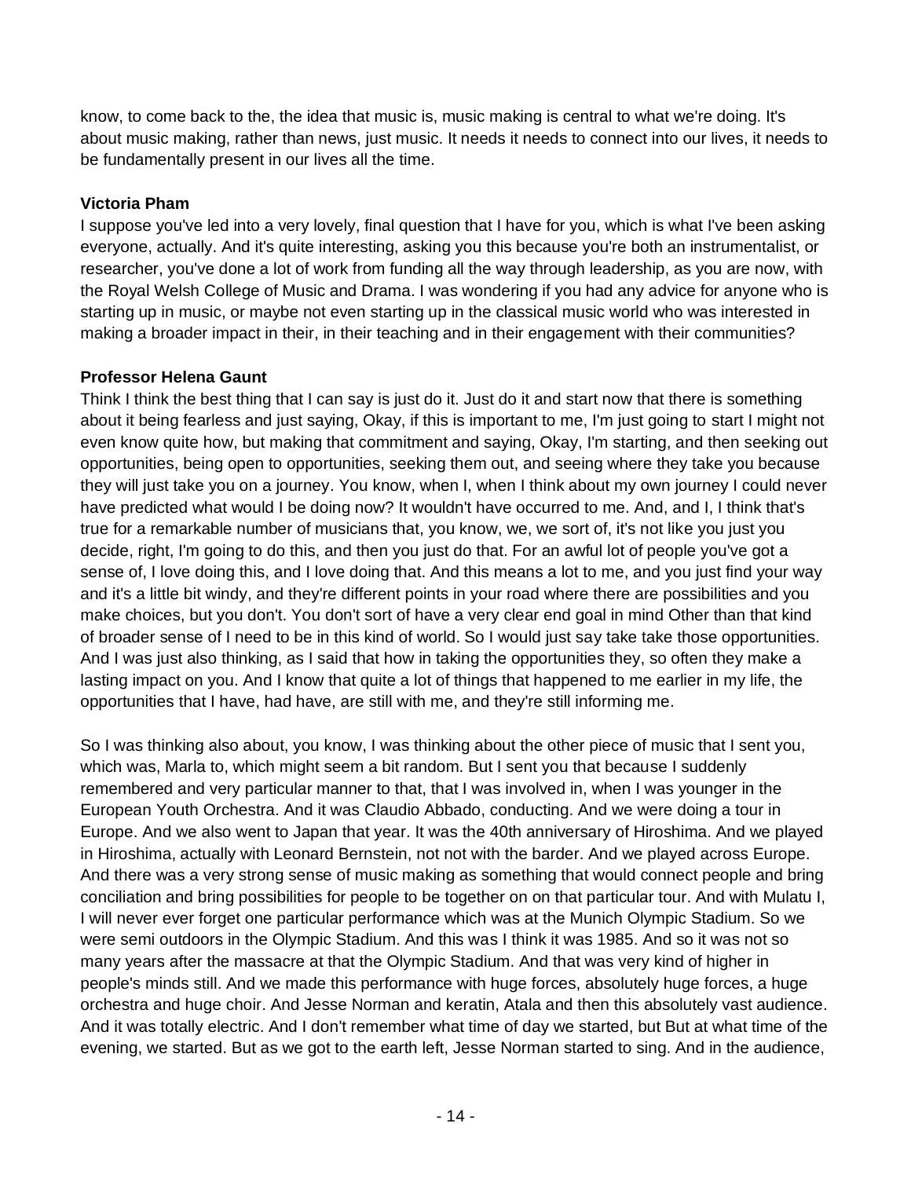know, to come back to the, the idea that music is, music making is central to what we're doing. It's about music making, rather than news, just music. It needs it needs to connect into our lives, it needs to be fundamentally present in our lives all the time.

**Victoria Pham**

I suppose you've led into a very lovely, final question that I have for you, which is what I've been asking everyone, actually. And it's quite interesting, asking you this because you're both an instrumentalist, or researcher, you've done a lot of work from funding all the way through leadership, as you are now, with the Royal Welsh College of Music and Drama. I was wondering if you had any advice for anyone who is starting up in music, or maybe not even starting up in the classical music world who was interested in making a broader impact in their, in their teaching and in their engagement with their communities?

**Professor Helena Gaunt**

Think I think the best thing that I can say is just do it. Just do it and start now that there is something about it being fearless and just saying, Okay, if this is important to me, I'm just going to start I might not even know quite how, but making that commitment and saying, Okay, I'm starting, and then seeking out opportunities, being open to opportunities, seeking them out, and seeing where they take you because they will just take you on a journey. You know, when I, when I think about my own journey I could never have predicted what would I be doing now? It wouldn't have occurred to me. And, and I, I think that's true for a remarkable number of musicians that, you know, we, we sort of, it's not like you just you decide, right, I'm going to do this, and then you just do that. For an awful lot of people you've got a sense of, I love doing this, and I love doing that. And this means a lot to me, and you just find your way and it's a little bit windy, and they're different points in your road where there are possibilities and you make choices, but you don't. You don't sort of have a very clear end goal in mind Other than that kind of broader sense of I need to be in this kind of world. So I would just say take take those opportunities. And I was just also thinking, as I said that how in taking the opportunities they, so often they make a lasting impact on you. And I know that quite a lot of things that happened to me earlier in my life, the opportunities that I have, had have, are still with me, and they're still informing me.

So I was thinking also about, you know, I was thinking about the other piece of music that I sent you, which was, Marla to, which might seem a bit random. But I sent you that because I suddenly remembered and very particular manner to that, that I was involved in, when I was younger in the European Youth Orchestra. And it was Claudio Abbado, conducting. And we were doing a tour in Europe. And we also went to Japan that year. It was the 40th anniversary of Hiroshima. And we played in Hiroshima, actually with Leonard Bernstein, not not with the barder. And we played across Europe. And there was a very strong sense of music making as something that would connect people and bring conciliation and bring possibilities for people to be together on on that particular tour. And with Mulatu I, I will never ever forget one particular performance which was at the Munich Olympic Stadium. So we were semi outdoors in the Olympic Stadium. And this was I think it was 1985. And so it was not so many years after the massacre at that the Olympic Stadium. And that was very kind of higher in people's minds still. And we made this performance with huge forces, absolutely huge forces, a huge orchestra and huge choir. And Jesse Norman and keratin, Atala and then this absolutely vast audience. And it was totally electric. And I don't remember what time of day we started, but But at what time of the evening, we started. But as we got to the earth left, Jesse Norman started to sing. And in the audience,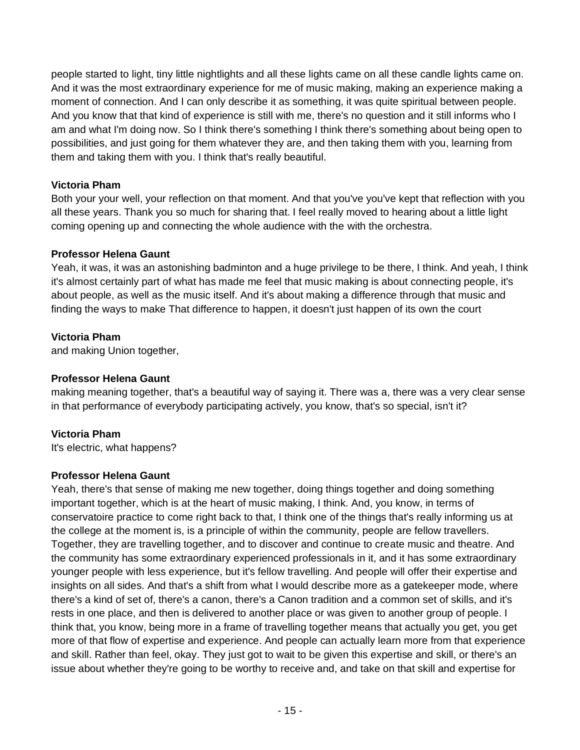people started to light, tiny little nightlights and all these lights came on all these candle lights came on. And it was the most extraordinary experience for me of music making, making an experience making a moment of connection. And I can only describe it as something, it was quite spiritual between people. And you know that that kind of experience is still with me, there's no question and it still informs who I am and what I'm doing now. So I think there's something I think there's something about being open to possibilities, and just going for them whatever they are, and then taking them with you, learning from them and taking them with you. I think that's really beautiful.

**Victoria Pham**
Both your your well, your reflection on that moment. And that you've you've kept that reflection with you all these years. Thank you so much for sharing that. I feel really moved to hearing about a little light coming opening up and connecting the whole audience with the with the orchestra.

**Professor Helena Gaunt**
Yeah, it was, it was an astonishing badminton and a huge privilege to be there, I think. And yeah, I think it's almost certainly part of what has made me feel that music making is about connecting people, it's about people, as well as the music itself. And it's about making a difference through that music and finding the ways to make That difference to happen, it doesn't just happen of its own the court

**Victoria Pham**
and making Union together,

**Professor Helena Gaunt**
making meaning together, that's a beautiful way of saying it. There was a, there was a very clear sense in that performance of everybody participating actively, you know, that's so special, isn't it?

**Victoria Pham**
It's electric, what happens?

**Professor Helena Gaunt**
Yeah, there's that sense of making me new together, doing things together and doing something important together, which is at the heart of music making, I think. And, you know, in terms of conservatoire practice to come right back to that, I think one of the things that's really informing us at the college at the moment is, is a principle of within the community, people are fellow travellers. Together, they are travelling together, and to discover and continue to create music and theatre. And the community has some extraordinary experienced professionals in it, and it has some extraordinary younger people with less experience, but it's fellow travelling. And people will offer their expertise and insights on all sides. And that's a shift from what I would describe more as a gatekeeper mode, where there's a kind of set of, there's a canon, there's a Canon tradition and a common set of skills, and it's rests in one place, and then is delivered to another place or was given to another group of people. I think that, you know, being more in a frame of travelling together means that actually you get, you get more of that flow of expertise and experience. And people can actually learn more from that experience and skill. Rather than feel, okay. They just got to wait to be given this expertise and skill, or there's an issue about whether they're going to be worthy to receive and, and take on that skill and expertise for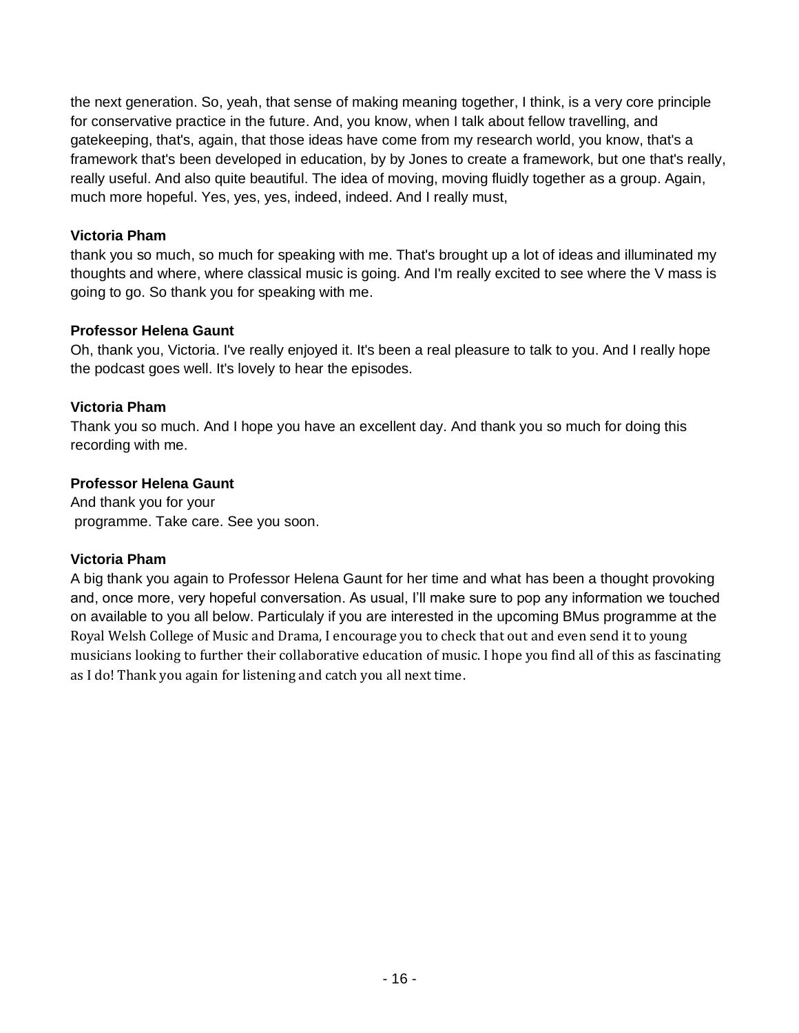the next generation. So, yeah, that sense of making meaning together, I think, is a very core principle for conservative practice in the future. And, you know, when I talk about fellow travelling, and gatekeeping, that's, again, that those ideas have come from my research world, you know, that's a framework that's been developed in education, by by Jones to create a framework, but one that's really, really useful. And also quite beautiful. The idea of moving, moving fluidly together as a group. Again, much more hopeful. Yes, yes, yes, indeed, indeed. And I really must,

**Victoria Pham**
thank you so much, so much for speaking with me. That's brought up a lot of ideas and illuminated my thoughts and where, where classical music is going. And I'm really excited to see where the V mass is going to go. So thank you for speaking with me.

**Professor Helena Gaunt**
Oh, thank you, Victoria. I've really enjoyed it. It's been a real pleasure to talk to you. And I really hope the podcast goes well. It's lovely to hear the episodes.

**Victoria Pham**
Thank you so much. And I hope you have an excellent day. And thank you so much for doing this recording with me.

**Professor Helena Gaunt**
And thank you for your programme. Take care. See you soon.

**Victoria Pham**
A big thank you again to Professor Helena Gaunt for her time and what has been a thought provoking and, once more, very hopeful conversation. As usual, I'll make sure to pop any information we touched on available to you all below. Particulaly if you are interested in the upcoming BMus programme at the Royal Welsh College of Music and Drama, I encourage you to check that out and even send it to young musicians looking to further their collaborative education of music. I hope you find all of this as fascinating as I do! Thank you again for listening and catch you all next time.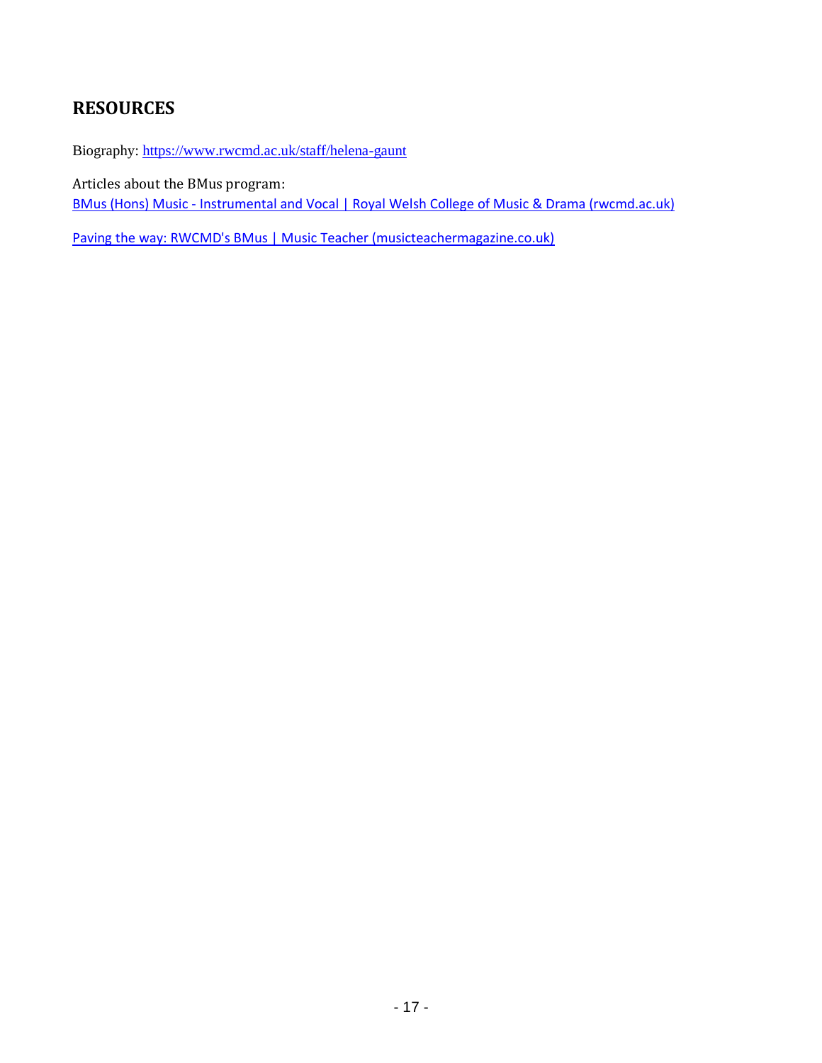## RESOURCES

Biography: https://www.rwcmd.ac.uk/staff/helena-gaunt

Articles about the BMus program:
BMus (Hons) Music - Instrumental and Vocal | Royal Welsh College of Music & Drama (rwcmd.ac.uk)

Paving the way: RWCMD's BMus | Music Teacher (musicteachermagazine.co.uk)